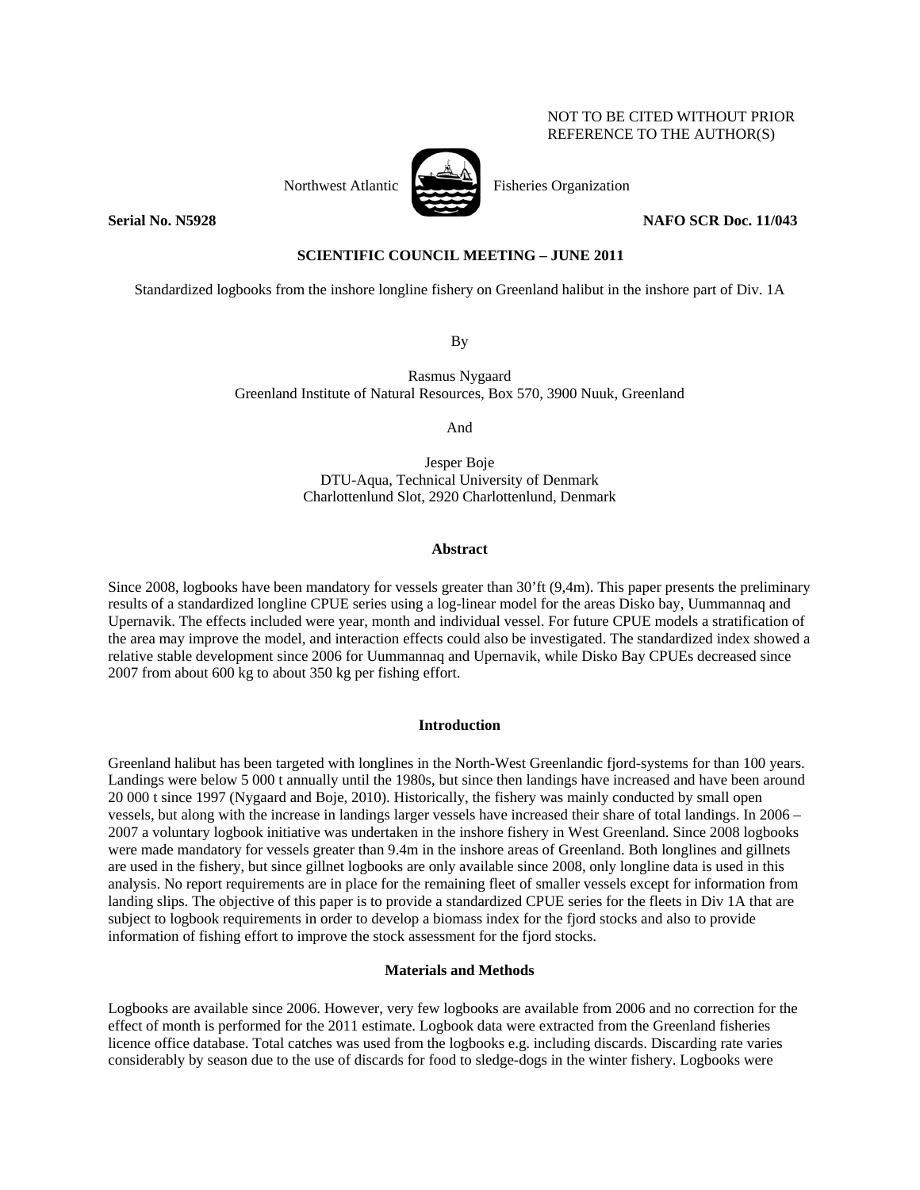NOT TO BE CITED WITHOUT PRIOR REFERENCE TO THE AUTHOR(S)

Northwest Atlantic Fisheries Organization

**Serial No. N5928** **NAFO SCR Doc. 11/043**

**SCIENTIFIC COUNCIL MEETING – JUNE 2011**

Standardized logbooks from the inshore longline fishery on Greenland halibut in the inshore part of Div. 1A

By

Rasmus Nygaard
Greenland Institute of Natural Resources, Box 570, 3900 Nuuk, Greenland

And

Jesper Boje
DTU-Aqua, Technical University of Denmark
Charlottenlund Slot, 2920 Charlottenlund, Denmark

## Abstract

Since 2008, logbooks have been mandatory for vessels greater than 30'ft (9,4m). This paper presents the preliminary results of a standardized longline CPUE series using a log-linear model for the areas Disko bay, Uummannaq and Upernavik. The effects included were year, month and individual vessel. For future CPUE models a stratification of the area may improve the model, and interaction effects could also be investigated. The standardized index showed a relative stable development since 2006 for Uummannaq and Upernavik, while Disko Bay CPUEs decreased since 2007 from about 600 kg to about 350 kg per fishing effort.

## Introduction

Greenland halibut has been targeted with longlines in the North-West Greenlandic fjord-systems for than 100 years. Landings were below 5 000 t annually until the 1980s, but since then landings have increased and have been around 20 000 t since 1997 (Nygaard and Boje, 2010). Historically, the fishery was mainly conducted by small open vessels, but along with the increase in landings larger vessels have increased their share of total landings. In 2006 – 2007 a voluntary logbook initiative was undertaken in the inshore fishery in West Greenland. Since 2008 logbooks were made mandatory for vessels greater than 9.4m in the inshore areas of Greenland. Both longlines and gillnets are used in the fishery, but since gillnet logbooks are only available since 2008, only longline data is used in this analysis. No report requirements are in place for the remaining fleet of smaller vessels except for information from landing slips. The objective of this paper is to provide a standardized CPUE series for the fleets in Div 1A that are subject to logbook requirements in order to develop a biomass index for the fjord stocks and also to provide information of fishing effort to improve the stock assessment for the fjord stocks.

## Materials and Methods

Logbooks are available since 2006. However, very few logbooks are available from 2006 and no correction for the effect of month is performed for the 2011 estimate. Logbook data were extracted from the Greenland fisheries licence office database. Total catches was used from the logbooks e.g. including discards. Discarding rate varies considerably by season due to the use of discards for food to sledge-dogs in the winter fishery. Logbooks were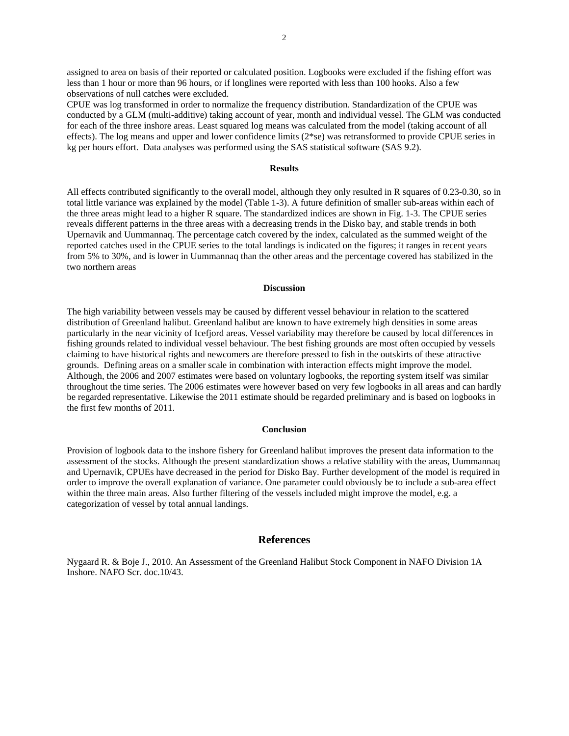assigned to area on basis of their reported or calculated position. Logbooks were excluded if the fishing effort was less than 1 hour or more than 96 hours, or if longlines were reported with less than 100 hooks. Also a few observations of null catches were excluded.
CPUE was log transformed in order to normalize the frequency distribution. Standardization of the CPUE was conducted by a GLM (multi-additive) taking account of year, month and individual vessel. The GLM was conducted for each of the three inshore areas. Least squared log means was calculated from the model (taking account of all effects). The log means and upper and lower confidence limits (2*se) was retransformed to provide CPUE series in kg per hours effort. Data analyses was performed using the SAS statistical software (SAS 9.2).

## Results

All effects contributed significantly to the overall model, although they only resulted in R squares of 0.23-0.30, so in total little variance was explained by the model (Table 1-3). A future definition of smaller sub-areas within each of the three areas might lead to a higher R square. The standardized indices are shown in Fig. 1-3. The CPUE series reveals different patterns in the three areas with a decreasing trends in the Disko bay, and stable trends in both Upernavik and Uummannaq. The percentage catch covered by the index, calculated as the summed weight of the reported catches used in the CPUE series to the total landings is indicated on the figures; it ranges in recent years from 5% to 30%, and is lower in Uummannaq than the other areas and the percentage covered has stabilized in the two northern areas

## Discussion

The high variability between vessels may be caused by different vessel behaviour in relation to the scattered distribution of Greenland halibut. Greenland halibut are known to have extremely high densities in some areas particularly in the near vicinity of Icefjord areas. Vessel variability may therefore be caused by local differences in fishing grounds related to individual vessel behaviour. The best fishing grounds are most often occupied by vessels claiming to have historical rights and newcomers are therefore pressed to fish in the outskirts of these attractive grounds. Defining areas on a smaller scale in combination with interaction effects might improve the model. Although, the 2006 and 2007 estimates were based on voluntary logbooks, the reporting system itself was similar throughout the time series. The 2006 estimates were however based on very few logbooks in all areas and can hardly be regarded representative. Likewise the 2011 estimate should be regarded preliminary and is based on logbooks in the first few months of 2011.

## Conclusion

Provision of logbook data to the inshore fishery for Greenland halibut improves the present data information to the assessment of the stocks. Although the present standardization shows a relative stability with the areas, Uummannaq and Upernavik, CPUEs have decreased in the period for Disko Bay. Further development of the model is required in order to improve the overall explanation of variance. One parameter could obviously be to include a sub-area effect within the three main areas. Also further filtering of the vessels included might improve the model, e.g. a categorization of vessel by total annual landings.

# References

Nygaard R. & Boje J., 2010. An Assessment of the Greenland Halibut Stock Component in NAFO Division 1A Inshore. NAFO Scr. doc.10/43.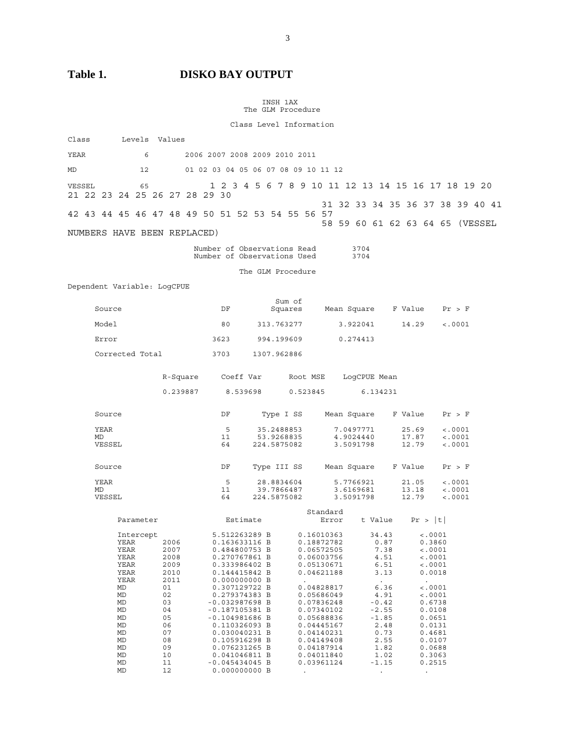## Table 1. DISKO BAY OUTPUT

INSH 1AX
The GLM Procedure

Class Level Information

| Class | Levels | Values |
|---|---|---|
| YEAR | 6 | 2006 2007 2008 2009 2010 2011 |
| MD | 12 | 01 02 03 04 05 06 07 08 09 10 11 12 |
| VESSEL | 65 | 1 2 3 4 5 6 7 8 9 10 11 12 13 14 15 16 17 18 19 20 21 22 23 24 25 26 27 28 29 30 31 32 33 34 35 36 37 38 39 40 41 42 43 44 45 46 47 48 49 50 51 52 53 54 55 56 57 58 59 60 61 62 63 64 65 (VESSEL NUMBERS HAVE BEEN REPLACED) |

| | |
|---|---|
| Number of Observations Read | 3704 |
| Number of Observations Used | 3704 |

The GLM Procedure

Dependent Variable: LogCPUE

| Source | DF | Sum of Squares | Mean Square | F Value | Pr > F |
|---|---|---|---|---|---|
| Model | 80 | 313.763277 | 3.922041 | 14.29 | <.0001 |
| Error | 3623 | 994.199609 | 0.274413 | | |
| Corrected Total | 3703 | 1307.962886 | | | |

| R-Square | Coeff Var | Root MSE | LogCPUE Mean |
|---|---|---|---|
| 0.239887 | 8.539698 | 0.523845 | 6.134231 |

| Source | DF | Type I SS | Mean Square | F Value | Pr > F |
|---|---|---|---|---|---|
| YEAR | 5 | 35.2488853 | 7.0497771 | 25.69 | <.0001 |
| MD | 11 | 53.9268835 | 4.9024440 | 17.87 | <.0001 |
| VESSEL | 64 | 224.5875082 | 3.5091798 | 12.79 | <.0001 |

| Source | DF | Type III SS | Mean Square | F Value | Pr > F |
|---|---|---|---|---|---|
| YEAR | 5 | 28.8834604 | 5.7766921 | 21.05 | <.0001 |
| MD | 11 | 39.7866487 | 3.6169681 | 13.18 | <.0001 |
| VESSEL | 64 | 224.5875082 | 3.5091798 | 12.79 | <.0001 |

| Parameter | | Estimate | | Standard Error | t Value | Pr > \|t\| |
|---|---|---|---|---|---|---|
| Intercept | | 5.512263289 | B | 0.16010363 | 34.43 | <.0001 |
| YEAR | 2006 | 0.163633116 | B | 0.18872782 | 0.87 | 0.3860 |
| YEAR | 2007 | 0.484800753 | B | 0.06572505 | 7.38 | <.0001 |
| YEAR | 2008 | 0.270767861 | B | 0.06003756 | 4.51 | <.0001 |
| YEAR | 2009 | 0.333986402 | B | 0.05130671 | 6.51 | <.0001 |
| YEAR | 2010 | 0.144415842 | B | 0.04621188 | 3.13 | 0.0018 |
| YEAR | 2011 | 0.000000000 | B | . | . | . |
| MD | 01 | 0.307129722 | B | 0.04828817 | 6.36 | <.0001 |
| MD | 02 | 0.279374383 | B | 0.05686049 | 4.91 | <.0001 |
| MD | 03 | -0.032987698 | B | 0.07836248 | -0.42 | 0.6738 |
| MD | 04 | -0.187105381 | B | 0.07340102 | -2.55 | 0.0108 |
| MD | 05 | -0.104981686 | B | 0.05688836 | -1.85 | 0.0651 |
| MD | 06 | 0.110326093 | B | 0.04445167 | 2.48 | 0.0131 |
| MD | 07 | 0.030040231 | B | 0.04140231 | 0.73 | 0.4681 |
| MD | 08 | 0.105916298 | B | 0.04149408 | 2.55 | 0.0107 |
| MD | 09 | 0.076231265 | B | 0.04187914 | 1.82 | 0.0688 |
| MD | 10 | 0.041046811 | B | 0.04011840 | 1.02 | 0.3063 |
| MD | 11 | -0.045434045 | B | 0.03961124 | -1.15 | 0.2515 |
| MD | 12 | 0.000000000 | B | . | . | . |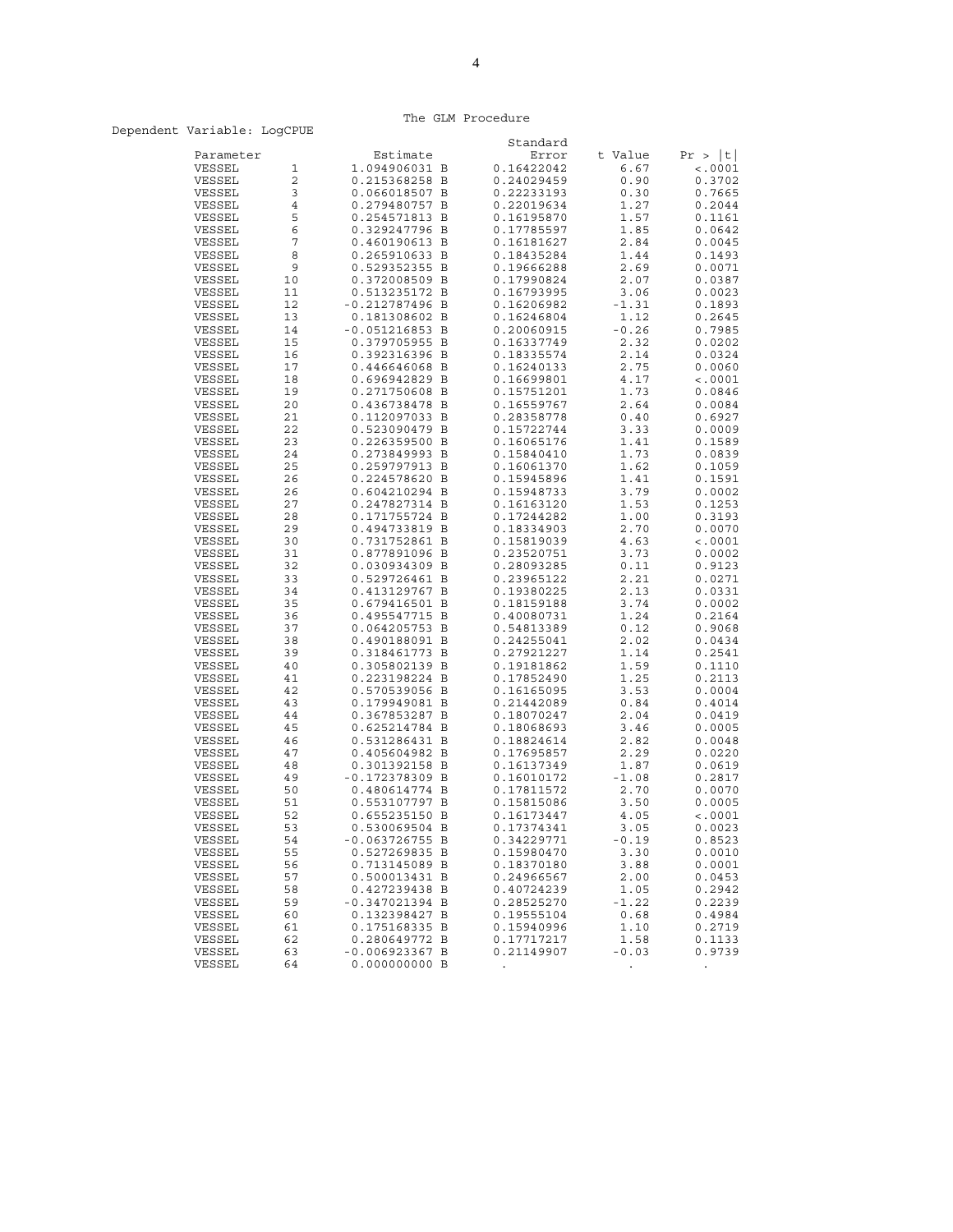The GLM Procedure

Dependent Variable: LogCPUE

| Parameter | | Estimate | | Standard Error | t Value | Pr > \|t\| |
|---|---|---|---|---|---|---|
| VESSEL | 1 | 1.094906031 | B | 0.16422042 | 6.67 | <.0001 |
| VESSEL | 2 | 0.215368258 | B | 0.24029459 | 0.90 | 0.3702 |
| VESSEL | 3 | 0.066018507 | B | 0.22233193 | 0.30 | 0.7665 |
| VESSEL | 4 | 0.279480757 | B | 0.22019634 | 1.27 | 0.2044 |
| VESSEL | 5 | 0.254571813 | B | 0.16195870 | 1.57 | 0.1161 |
| VESSEL | 6 | 0.329247796 | B | 0.17785597 | 1.85 | 0.0642 |
| VESSEL | 7 | 0.460190613 | B | 0.16181627 | 2.84 | 0.0045 |
| VESSEL | 8 | 0.265910633 | B | 0.18435284 | 1.44 | 0.1493 |
| VESSEL | 9 | 0.529352355 | B | 0.19666288 | 2.69 | 0.0071 |
| VESSEL | 10 | 0.372008509 | B | 0.17990824 | 2.07 | 0.0387 |
| VESSEL | 11 | 0.513235172 | B | 0.16793995 | 3.06 | 0.0023 |
| VESSEL | 12 | -0.212787496 | B | 0.16206982 | -1.31 | 0.1893 |
| VESSEL | 13 | 0.181308602 | B | 0.16246804 | 1.12 | 0.2645 |
| VESSEL | 14 | -0.051216853 | B | 0.20060915 | -0.26 | 0.7985 |
| VESSEL | 15 | 0.379705955 | B | 0.16337749 | 2.32 | 0.0202 |
| VESSEL | 16 | 0.392316396 | B | 0.18335574 | 2.14 | 0.0324 |
| VESSEL | 17 | 0.446646068 | B | 0.16240133 | 2.75 | 0.0060 |
| VESSEL | 18 | 0.696942829 | B | 0.16699801 | 4.17 | <.0001 |
| VESSEL | 19 | 0.271750608 | B | 0.15751201 | 1.73 | 0.0846 |
| VESSEL | 20 | 0.436738478 | B | 0.16559767 | 2.64 | 0.0084 |
| VESSEL | 21 | 0.112097033 | B | 0.28358778 | 0.40 | 0.6927 |
| VESSEL | 22 | 0.523090479 | B | 0.15722744 | 3.33 | 0.0009 |
| VESSEL | 23 | 0.226359500 | B | 0.16065176 | 1.41 | 0.1589 |
| VESSEL | 24 | 0.273849993 | B | 0.15840410 | 1.73 | 0.0839 |
| VESSEL | 25 | 0.259797913 | B | 0.16061370 | 1.62 | 0.1059 |
| VESSEL | 26 | 0.224578620 | B | 0.15945896 | 1.41 | 0.1591 |
| VESSEL | 26 | 0.604210294 | B | 0.15948733 | 3.79 | 0.0002 |
| VESSEL | 27 | 0.247827314 | B | 0.16163120 | 1.53 | 0.1253 |
| VESSEL | 28 | 0.171755724 | B | 0.17244282 | 1.00 | 0.3193 |
| VESSEL | 29 | 0.494733819 | B | 0.18334903 | 2.70 | 0.0070 |
| VESSEL | 30 | 0.731752861 | B | 0.15819039 | 4.63 | <.0001 |
| VESSEL | 31 | 0.877891096 | B | 0.23520751 | 3.73 | 0.0002 |
| VESSEL | 32 | 0.030934309 | B | 0.28093285 | 0.11 | 0.9123 |
| VESSEL | 33 | 0.529726461 | B | 0.23965122 | 2.21 | 0.0271 |
| VESSEL | 34 | 0.413129767 | B | 0.19380225 | 2.13 | 0.0331 |
| VESSEL | 35 | 0.679416501 | B | 0.18159188 | 3.74 | 0.0002 |
| VESSEL | 36 | 0.495547715 | B | 0.40080731 | 1.24 | 0.2164 |
| VESSEL | 37 | 0.064205753 | B | 0.54813389 | 0.12 | 0.9068 |
| VESSEL | 38 | 0.490188091 | B | 0.24255041 | 2.02 | 0.0434 |
| VESSEL | 39 | 0.318461773 | B | 0.27921227 | 1.14 | 0.2541 |
| VESSEL | 40 | 0.305802139 | B | 0.19181862 | 1.59 | 0.1110 |
| VESSEL | 41 | 0.223198224 | B | 0.17852490 | 1.25 | 0.2113 |
| VESSEL | 42 | 0.570539056 | B | 0.16165095 | 3.53 | 0.0004 |
| VESSEL | 43 | 0.179949081 | B | 0.21442089 | 0.84 | 0.4014 |
| VESSEL | 44 | 0.367853287 | B | 0.18070247 | 2.04 | 0.0419 |
| VESSEL | 45 | 0.625214784 | B | 0.18068693 | 3.46 | 0.0005 |
| VESSEL | 46 | 0.531286431 | B | 0.18824614 | 2.82 | 0.0048 |
| VESSEL | 47 | 0.405604982 | B | 0.17695857 | 2.29 | 0.0220 |
| VESSEL | 48 | 0.301392158 | B | 0.16137349 | 1.87 | 0.0619 |
| VESSEL | 49 | -0.172378309 | B | 0.16010172 | -1.08 | 0.2817 |
| VESSEL | 50 | 0.480614774 | B | 0.17811572 | 2.70 | 0.0070 |
| VESSEL | 51 | 0.553107797 | B | 0.15815086 | 3.50 | 0.0005 |
| VESSEL | 52 | 0.655235150 | B | 0.16173447 | 4.05 | <.0001 |
| VESSEL | 53 | 0.530069504 | B | 0.17374341 | 3.05 | 0.0023 |
| VESSEL | 54 | -0.063726755 | B | 0.34229771 | -0.19 | 0.8523 |
| VESSEL | 55 | 0.527269835 | B | 0.15980470 | 3.30 | 0.0010 |
| VESSEL | 56 | 0.713145089 | B | 0.18370180 | 3.88 | 0.0001 |
| VESSEL | 57 | 0.500013431 | B | 0.24966567 | 2.00 | 0.0453 |
| VESSEL | 58 | 0.427239438 | B | 0.40724239 | 1.05 | 0.2942 |
| VESSEL | 59 | -0.347021394 | B | 0.28525270 | -1.22 | 0.2239 |
| VESSEL | 60 | 0.132398427 | B | 0.19555104 | 0.68 | 0.4984 |
| VESSEL | 61 | 0.175168335 | B | 0.15940996 | 1.10 | 0.2719 |
| VESSEL | 62 | 0.280649772 | B | 0.17717217 | 1.58 | 0.1133 |
| VESSEL | 63 | -0.006923367 | B | 0.21149907 | -0.03 | 0.9739 |
| VESSEL | 64 | 0.000000000 | B | . | . | . |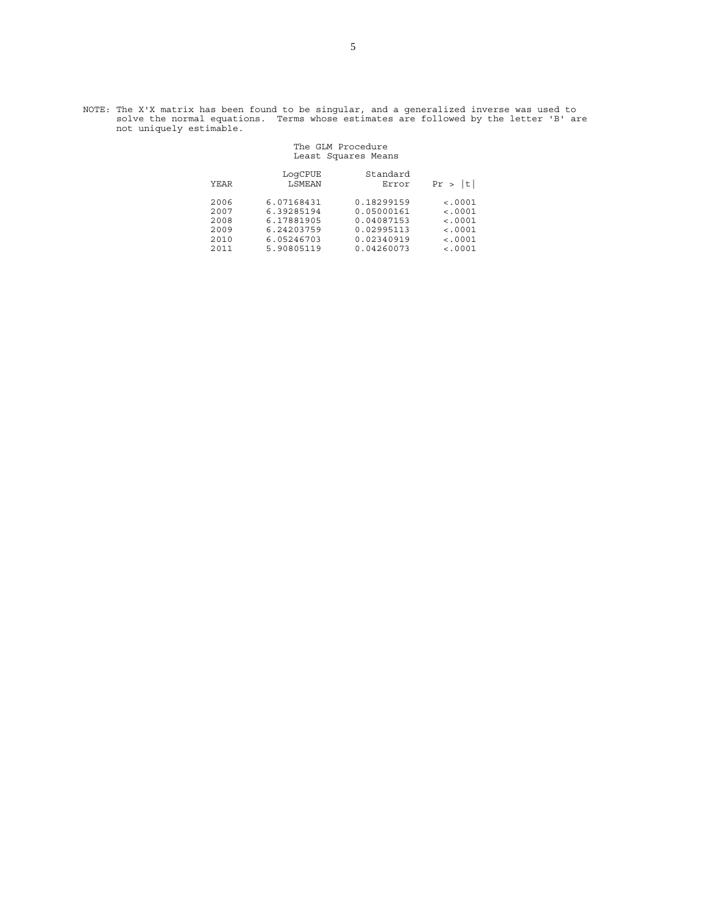NOTE: The X'X matrix has been found to be singular, and a generalized inverse was used to solve the normal equations. Terms whose estimates are followed by the letter 'B' are not uniquely estimable.

The GLM Procedure
Least Squares Means

| YEAR | LogCPUE LSMEAN | Standard Error | Pr > \|t\| |
|---|---|---|---|
| 2006 | 6.07168431 | 0.18299159 | <.0001 |
| 2007 | 6.39285194 | 0.05000161 | <.0001 |
| 2008 | 6.17881905 | 0.04087153 | <.0001 |
| 2009 | 6.24203759 | 0.02995113 | <.0001 |
| 2010 | 6.05246703 | 0.02340919 | <.0001 |
| 2011 | 5.90805119 | 0.04260073 | <.0001 |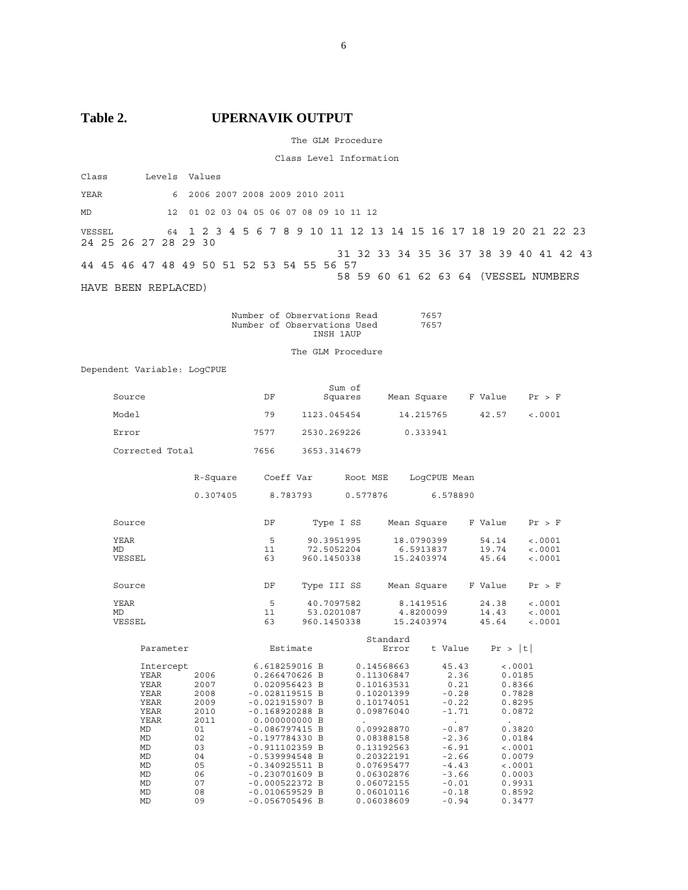**Table 2. UPERNAVIK OUTPUT**

The GLM Procedure

Class Level Information

| Class | Levels | Values |
|---|---|---|
| YEAR | 6 | 2006 2007 2008 2009 2010 2011 |
| MD | 12 | 01 02 03 04 05 06 07 08 09 10 11 12 |
| VESSEL | 64 | 1 2 3 4 5 6 7 8 9 10 11 12 13 14 15 16 17 18 19 20 21 22 23 24 25 26 27 28 29 30 31 32 33 34 35 36 37 38 39 40 41 42 43 44 45 46 47 48 49 50 51 52 53 54 55 56 57 58 59 60 61 62 63 64 (VESSEL NUMBERS HAVE BEEN REPLACED) |

Number of Observations Read 7657
Number of Observations Used 7657
INSH 1AUP

The GLM Procedure

Dependent Variable: LogCPUE

| Source | DF | Sum of Squares | Mean Square | F Value | Pr > F |
|---|---|---|---|---|---|
| Model | 79 | 1123.045454 | 14.215765 | 42.57 | <.0001 |
| Error | 7577 | 2530.269226 | 0.333941 | | |
| Corrected Total | 7656 | 3653.314679 | | | |

| R-Square | Coeff Var | Root MSE | LogCPUE Mean |
|---|---|---|---|
| 0.307405 | 8.783793 | 0.577876 | 6.578890 |

| Source | DF | Type I SS | Mean Square | F Value | Pr > F |
|---|---|---|---|---|---|
| YEAR | 5 | 90.3951995 | 18.0790399 | 54.14 | <.0001 |
| MD | 11 | 72.5052204 | 6.5913837 | 19.74 | <.0001 |
| VESSEL | 63 | 960.1450338 | 15.2403974 | 45.64 | <.0001 |

| Source | DF | Type III SS | Mean Square | F Value | Pr > F |
|---|---|---|---|---|---|
| YEAR | 5 | 40.7097582 | 8.1419516 | 24.38 | <.0001 |
| MD | 11 | 53.0201087 | 4.8200099 | 14.43 | <.0001 |
| VESSEL | 63 | 960.1450338 | 15.2403974 | 45.64 | <.0001 |

| Parameter | | Estimate | Standard Error | t Value | Pr > \|t\| |
|---|---|---|---|---|---|
| Intercept | | 6.618259016 B | 0.14568663 | 45.43 | <.0001 |
| YEAR | 2006 | 0.266470626 B | 0.11306847 | 2.36 | 0.0185 |
| YEAR | 2007 | 0.020956423 B | 0.10163531 | 0.21 | 0.8366 |
| YEAR | 2008 | -0.028119515 B | 0.10201399 | -0.28 | 0.7828 |
| YEAR | 2009 | -0.021915907 B | 0.10174051 | -0.22 | 0.8295 |
| YEAR | 2010 | -0.168920288 B | 0.09876040 | -1.71 | 0.0872 |
| YEAR | 2011 | 0.000000000 B | . | . | . |
| MD | 01 | -0.086797415 B | 0.09928870 | -0.87 | 0.3820 |
| MD | 02 | -0.197784330 B | 0.08388158 | -2.36 | 0.0184 |
| MD | 03 | -0.911102359 B | 0.13192563 | -6.91 | <.0001 |
| MD | 04 | -0.539994548 B | 0.20322191 | -2.66 | 0.0079 |
| MD | 05 | -0.340925511 B | 0.07695477 | -4.43 | <.0001 |
| MD | 06 | -0.230701609 B | 0.06302876 | -3.66 | 0.0003 |
| MD | 07 | -0.000522372 B | 0.06072155 | -0.01 | 0.9931 |
| MD | 08 | -0.010659529 B | 0.06010116 | -0.18 | 0.8592 |
| MD | 09 | -0.056705496 B | 0.06038609 | -0.94 | 0.3477 |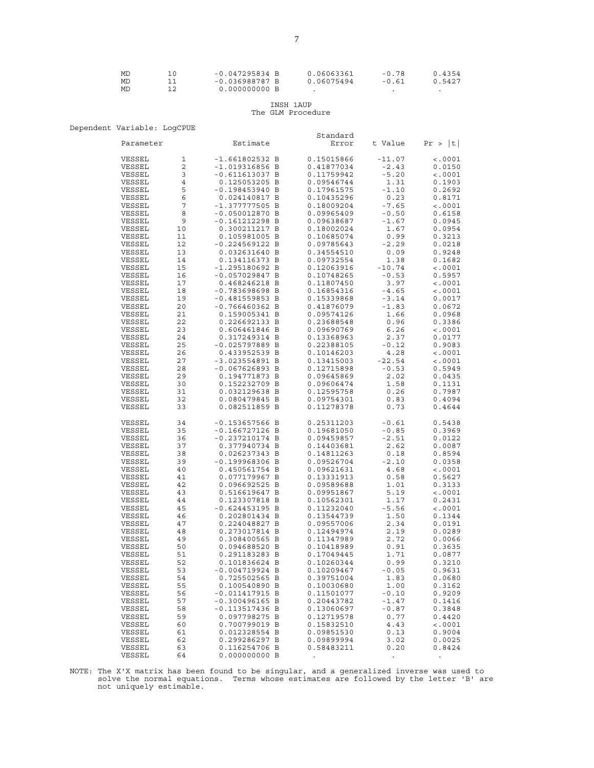| Parameter | | Estimate | Standard Error | t Value | Pr > \|t\| |
|---|---|---|---|---|---|
| MD | 10 | -0.047295834 B | 0.06063361 | -0.78 | 0.4354 |
| MD | 11 | -0.036988787 B | 0.06075494 | -0.61 | 0.5427 |
| MD | 12 | 0.000000000 B | . | . | . |

INSH 1AUP
The GLM Procedure

Dependent Variable: LogCPUE

| Parameter | | Estimate | Standard Error | t Value | Pr > \|t\| |
|---|---|---|---|---|---|
| VESSEL | 1 | -1.661802532 B | 0.15015866 | -11.07 | <.0001 |
| VESSEL | 2 | -1.019316856 B | 0.41877034 | -2.43 | 0.0150 |
| VESSEL | 3 | -0.611613037 B | 0.11759942 | -5.20 | <.0001 |
| VESSEL | 4 | 0.125053205 B | 0.09546744 | 1.31 | 0.1903 |
| VESSEL | 5 | -0.198453940 B | 0.17961575 | -1.10 | 0.2692 |
| VESSEL | 6 | 0.024140817 B | 0.10435296 | 0.23 | 0.8171 |
| VESSEL | 7 | -1.377777505 B | 0.18009204 | -7.65 | <.0001 |
| VESSEL | 8 | -0.050012870 B | 0.09965409 | -0.50 | 0.6158 |
| VESSEL | 9 | -0.161212298 B | 0.09638687 | -1.67 | 0.0945 |
| VESSEL | 10 | 0.300211217 B | 0.18002024 | 1.67 | 0.0954 |
| VESSEL | 11 | 0.105981005 B | 0.10685074 | 0.99 | 0.3213 |
| VESSEL | 12 | -0.224569122 B | 0.09785643 | -2.29 | 0.0218 |
| VESSEL | 13 | 0.032631640 B | 0.34554510 | 0.09 | 0.9248 |
| VESSEL | 14 | 0.134116373 B | 0.09732554 | 1.38 | 0.1682 |
| VESSEL | 15 | -1.295180692 B | 0.12063916 | -10.74 | <.0001 |
| VESSEL | 16 | -0.057029847 B | 0.10748265 | -0.53 | 0.5957 |
| VESSEL | 17 | 0.468246218 B | 0.11807450 | 3.97 | <.0001 |
| VESSEL | 18 | -0.783698698 B | 0.16854316 | -4.65 | <.0001 |
| VESSEL | 19 | -0.481559853 B | 0.15339868 | -3.14 | 0.0017 |
| VESSEL | 20 | -0.766460362 B | 0.41876079 | -1.83 | 0.0672 |
| VESSEL | 21 | 0.159005341 B | 0.09574126 | 1.66 | 0.0968 |
| VESSEL | 22 | 0.226692133 B | 0.23688548 | 0.96 | 0.3386 |
| VESSEL | 23 | 0.606461846 B | 0.09690769 | 6.26 | <.0001 |
| VESSEL | 24 | 0.317249314 B | 0.13368963 | 2.37 | 0.0177 |
| VESSEL | 25 | -0.025797889 B | 0.22388105 | -0.12 | 0.9083 |
| VESSEL | 26 | 0.433952539 B | 0.10146203 | 4.28 | <.0001 |
| VESSEL | 27 | -3.023554891 B | 0.13415003 | -22.54 | <.0001 |
| VESSEL | 28 | -0.067626893 B | 0.12715898 | -0.53 | 0.5949 |
| VESSEL | 29 | 0.194771873 B | 0.09645869 | 2.02 | 0.0435 |
| VESSEL | 30 | 0.152232709 B | 0.09606474 | 1.58 | 0.1131 |
| VESSEL | 31 | 0.032129638 B | 0.12595758 | 0.26 | 0.7987 |
| VESSEL | 32 | 0.080479845 B | 0.09754301 | 0.83 | 0.4094 |
| VESSEL | 33 | 0.082511859 B | 0.11278378 | 0.73 | 0.4644 |
| VESSEL | 34 | -0.153657566 B | 0.25311203 | -0.61 | 0.5438 |
| VESSEL | 35 | -0.166727126 B | 0.19681050 | -0.85 | 0.3969 |
| VESSEL | 36 | -0.237210174 B | 0.09459857 | -2.51 | 0.0122 |
| VESSEL | 37 | 0.377940734 B | 0.14403681 | 2.62 | 0.0087 |
| VESSEL | 38 | 0.026237343 B | 0.14811263 | 0.18 | 0.8594 |
| VESSEL | 39 | -0.199968306 B | 0.09526704 | -2.10 | 0.0358 |
| VESSEL | 40 | 0.450561754 B | 0.09621631 | 4.68 | <.0001 |
| VESSEL | 41 | 0.077179967 B | 0.13331913 | 0.58 | 0.5627 |
| VESSEL | 42 | 0.096692525 B | 0.09589688 | 1.01 | 0.3133 |
| VESSEL | 43 | 0.516619647 B | 0.09951867 | 5.19 | <.0001 |
| VESSEL | 44 | 0.123307818 B | 0.10562301 | 1.17 | 0.2431 |
| VESSEL | 45 | -0.624453195 B | 0.11232040 | -5.56 | <.0001 |
| VESSEL | 46 | 0.202801434 B | 0.13544739 | 1.50 | 0.1344 |
| VESSEL | 47 | 0.224048827 B | 0.09557006 | 2.34 | 0.0191 |
| VESSEL | 48 | 0.273017814 B | 0.12494974 | 2.19 | 0.0289 |
| VESSEL | 49 | 0.308400565 B | 0.11347989 | 2.72 | 0.0066 |
| VESSEL | 50 | 0.094688520 B | 0.10418989 | 0.91 | 0.3635 |
| VESSEL | 51 | 0.291183283 B | 0.17049445 | 1.71 | 0.0877 |
| VESSEL | 52 | 0.101836624 B | 0.10260344 | 0.99 | 0.3210 |
| VESSEL | 53 | -0.004719924 B | 0.10209467 | -0.05 | 0.9631 |
| VESSEL | 54 | 0.725502565 B | 0.39751004 | 1.83 | 0.0680 |
| VESSEL | 55 | 0.100540890 B | 0.10030680 | 1.00 | 0.3162 |
| VESSEL | 56 | -0.011417915 B | 0.11501077 | -0.10 | 0.9209 |
| VESSEL | 57 | -0.300496165 B | 0.20443782 | -1.47 | 0.1416 |
| VESSEL | 58 | -0.113517436 B | 0.13060697 | -0.87 | 0.3848 |
| VESSEL | 59 | 0.097798275 B | 0.12719578 | 0.77 | 0.4420 |
| VESSEL | 60 | 0.700799019 B | 0.15832510 | 4.43 | <.0001 |
| VESSEL | 61 | 0.012328554 B | 0.09851530 | 0.13 | 0.9004 |
| VESSEL | 62 | 0.299286297 B | 0.09899994 | 3.02 | 0.0025 |
| VESSEL | 63 | 0.116254706 B | 0.58483211 | 0.20 | 0.8424 |
| VESSEL | 64 | 0.000000000 B | . | . | . |

NOTE: The X'X matrix has been found to be singular, and a generalized inverse was used to solve the normal equations. Terms whose estimates are followed by the letter 'B' are not uniquely estimable.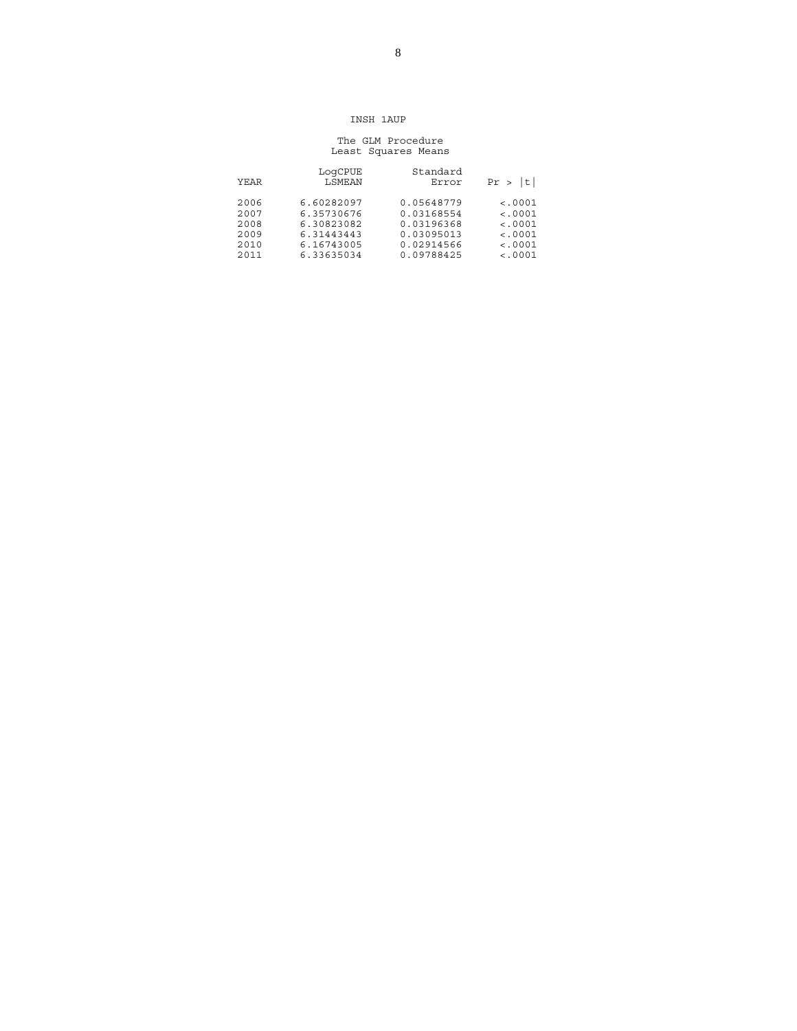INSH 1AUP

The GLM Procedure
Least Squares Means

| YEAR | LogCPUE LSMEAN | Standard Error | Pr > \|t\| |
|---|---|---|---|
| 2006 | 6.60282097 | 0.05648779 | <.0001 |
| 2007 | 6.35730676 | 0.03168554 | <.0001 |
| 2008 | 6.30823082 | 0.03196368 | <.0001 |
| 2009 | 6.31443443 | 0.03095013 | <.0001 |
| 2010 | 6.16743005 | 0.02914566 | <.0001 |
| 2011 | 6.33635034 | 0.09788425 | <.0001 |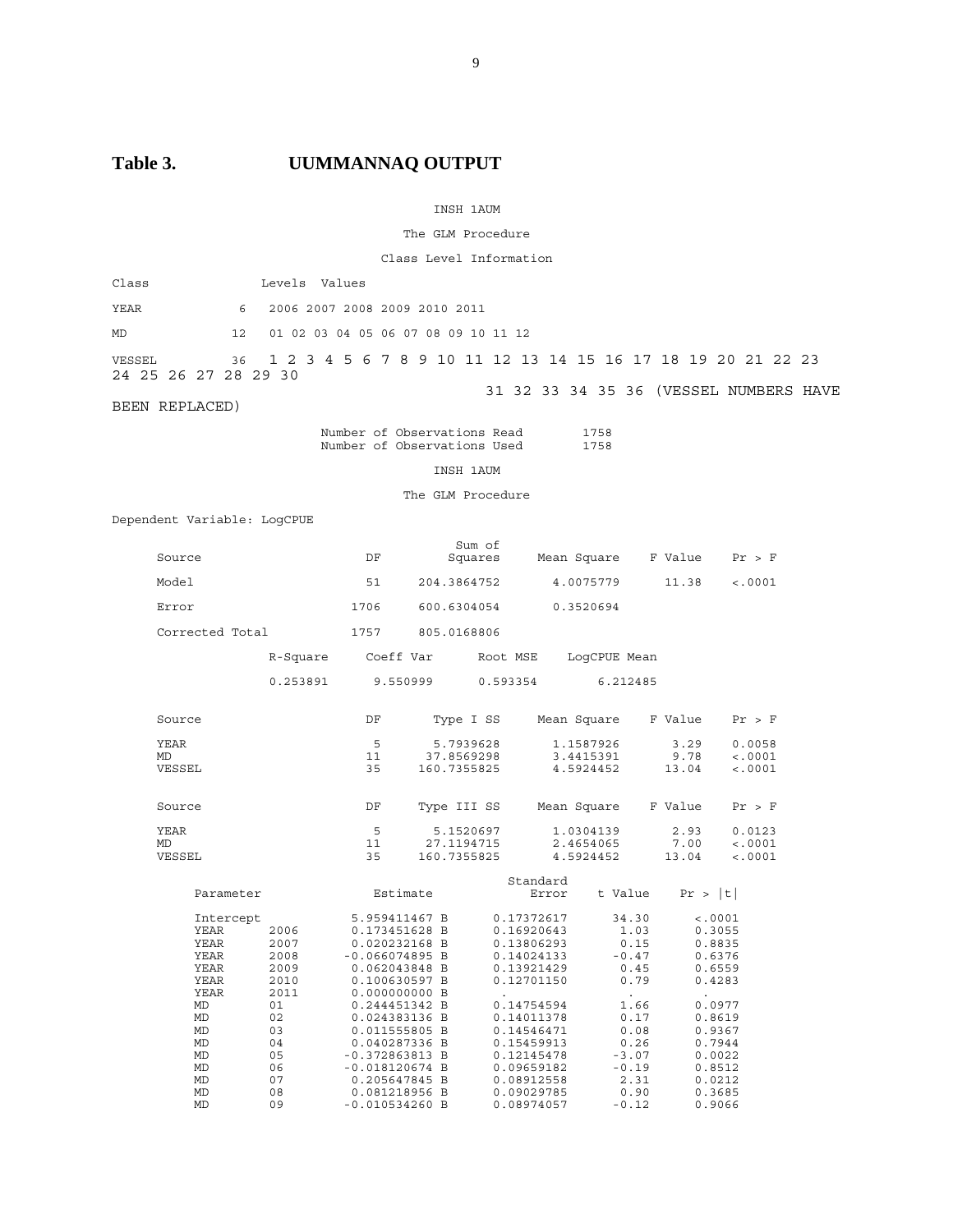# Table 3. UUMMANNAQ OUTPUT

INSH 1AUM

The GLM Procedure

Class Level Information

| Class | Levels | Values |
|---|---|---|
| YEAR | 6 | 2006 2007 2008 2009 2010 2011 |
| MD | 12 | 01 02 03 04 05 06 07 08 09 10 11 12 |
| VESSEL | 36 | 1 2 3 4 5 6 7 8 9 10 11 12 13 14 15 16 17 18 19 20 21 22 23 24 25 26 27 28 29 30 31 32 33 34 35 36 (VESSEL NUMBERS HAVE BEEN REPLACED) |

| | |
|---|---|
| Number of Observations Read | 1758 |
| Number of Observations Used | 1758 |

INSH 1AUM

The GLM Procedure

Dependent Variable: LogCPUE

| Source | DF | Sum of Squares | Mean Square | F Value | Pr > F |
|---|---|---|---|---|---|
| Model | 51 | 204.3864752 | 4.0075779 | 11.38 | <.0001 |
| Error | 1706 | 600.6304054 | 0.3520694 | | |
| Corrected Total | 1757 | 805.0168806 | | | |

| R-Square | Coeff Var | Root MSE | LogCPUE Mean |
|---|---|---|---|
| 0.253891 | 9.550999 | 0.593354 | 6.212485 |

| Source | DF | Type I SS | Mean Square | F Value | Pr > F |
|---|---|---|---|---|---|
| YEAR | 5 | 5.7939628 | 1.1587926 | 3.29 | 0.0058 |
| MD | 11 | 37.8569298 | 3.4415391 | 9.78 | <.0001 |
| VESSEL | 35 | 160.7355825 | 4.5924452 | 13.04 | <.0001 |

| Source | DF | Type III SS | Mean Square | F Value | Pr > F |
|---|---|---|---|---|---|
| YEAR | 5 | 5.1520697 | 1.0304139 | 2.93 | 0.0123 |
| MD | 11 | 27.1194715 | 2.4654065 | 7.00 | <.0001 |
| VESSEL | 35 | 160.7355825 | 4.5924452 | 13.04 | <.0001 |

| Parameter | | Estimate | | Standard Error | t Value | Pr > \|t\| |
|---|---|---|---|---|---|---|
| Intercept | | 5.959411467 | B | 0.17372617 | 34.30 | <.0001 |
| YEAR | 2006 | 0.173451628 | B | 0.16920643 | 1.03 | 0.3055 |
| YEAR | 2007 | 0.020232168 | B | 0.13806293 | 0.15 | 0.8835 |
| YEAR | 2008 | -0.066074895 | B | 0.14024133 | -0.47 | 0.6376 |
| YEAR | 2009 | 0.062043848 | B | 0.13921429 | 0.45 | 0.6559 |
| YEAR | 2010 | 0.100630597 | B | 0.12701150 | 0.79 | 0.4283 |
| YEAR | 2011 | 0.000000000 | B | . | . | . |
| MD | 01 | 0.244451342 | B | 0.14754594 | 1.66 | 0.0977 |
| MD | 02 | 0.024383136 | B | 0.14011378 | 0.17 | 0.8619 |
| MD | 03 | 0.011555805 | B | 0.14546471 | 0.08 | 0.9367 |
| MD | 04 | 0.040287336 | B | 0.15459913 | 0.26 | 0.7944 |
| MD | 05 | -0.372863813 | B | 0.12145478 | -3.07 | 0.0022 |
| MD | 06 | -0.018120674 | B | 0.09659182 | -0.19 | 0.8512 |
| MD | 07 | 0.205647845 | B | 0.08912558 | 2.31 | 0.0212 |
| MD | 08 | 0.081218956 | B | 0.09029785 | 0.90 | 0.3685 |
| MD | 09 | -0.010534260 | B | 0.08974057 | -0.12 | 0.9066 |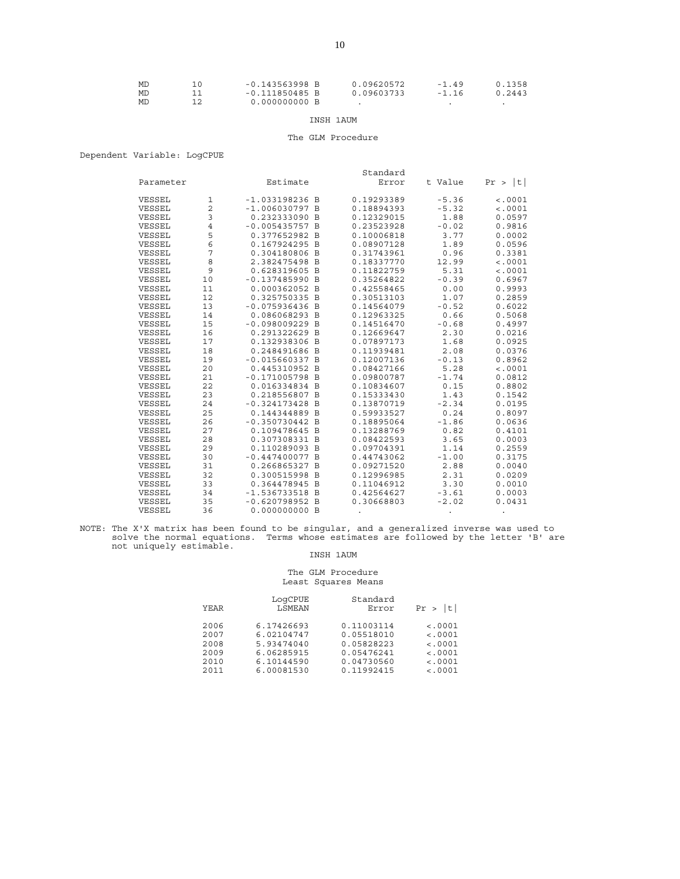| | | | | | |
|---|---|---|---|---|---|
| MD | 10 | -0.143563998 B | 0.09620572 | -1.49 | 0.1358 |
| MD | 11 | -0.111850485 B | 0.09603733 | -1.16 | 0.2443 |
| MD | 12 | 0.000000000 B | . | . | . |

INSH 1AUM

The GLM Procedure

Dependent Variable: LogCPUE

| Parameter | | Estimate | Standard Error | t Value | Pr > \|t\| |
|---|---|---|---|---|---|
| VESSEL | 1 | -1.033198236 B | 0.19293389 | -5.36 | <.0001 |
| VESSEL | 2 | -1.006030797 B | 0.18894393 | -5.32 | <.0001 |
| VESSEL | 3 | 0.232333090 B | 0.12329015 | 1.88 | 0.0597 |
| VESSEL | 4 | -0.005435757 B | 0.23523928 | -0.02 | 0.9816 |
| VESSEL | 5 | 0.377652982 B | 0.10006818 | 3.77 | 0.0002 |
| VESSEL | 6 | 0.167924295 B | 0.08907128 | 1.89 | 0.0596 |
| VESSEL | 7 | 0.304180806 B | 0.31743961 | 0.96 | 0.3381 |
| VESSEL | 8 | 2.382475498 B | 0.18337770 | 12.99 | <.0001 |
| VESSEL | 9 | 0.628319605 B | 0.11822759 | 5.31 | <.0001 |
| VESSEL | 10 | -0.137485990 B | 0.35264822 | -0.39 | 0.6967 |
| VESSEL | 11 | 0.000362052 B | 0.42558465 | 0.00 | 0.9993 |
| VESSEL | 12 | 0.325750335 B | 0.30513103 | 1.07 | 0.2859 |
| VESSEL | 13 | -0.075936436 B | 0.14564079 | -0.52 | 0.6022 |
| VESSEL | 14 | 0.086068293 B | 0.12963325 | 0.66 | 0.5068 |
| VESSEL | 15 | -0.098009229 B | 0.14516470 | -0.68 | 0.4997 |
| VESSEL | 16 | 0.291322629 B | 0.12669647 | 2.30 | 0.0216 |
| VESSEL | 17 | 0.132938306 B | 0.07897173 | 1.68 | 0.0925 |
| VESSEL | 18 | 0.248491686 B | 0.11939481 | 2.08 | 0.0376 |
| VESSEL | 19 | -0.015660337 B | 0.12007136 | -0.13 | 0.8962 |
| VESSEL | 20 | 0.445310952 B | 0.08427166 | 5.28 | <.0001 |
| VESSEL | 21 | -0.171005798 B | 0.09800787 | -1.74 | 0.0812 |
| VESSEL | 22 | 0.016334834 B | 0.10834607 | 0.15 | 0.8802 |
| VESSEL | 23 | 0.218556807 B | 0.15333430 | 1.43 | 0.1542 |
| VESSEL | 24 | -0.324173428 B | 0.13870719 | -2.34 | 0.0195 |
| VESSEL | 25 | 0.144344889 B | 0.59933527 | 0.24 | 0.8097 |
| VESSEL | 26 | -0.350730442 B | 0.18895064 | -1.86 | 0.0636 |
| VESSEL | 27 | 0.109478645 B | 0.13288769 | 0.82 | 0.4101 |
| VESSEL | 28 | 0.307308331 B | 0.08422593 | 3.65 | 0.0003 |
| VESSEL | 29 | 0.110289093 B | 0.09704391 | 1.14 | 0.2559 |
| VESSEL | 30 | -0.447400077 B | 0.44743062 | -1.00 | 0.3175 |
| VESSEL | 31 | 0.266865327 B | 0.09271520 | 2.88 | 0.0040 |
| VESSEL | 32 | 0.300515998 B | 0.12996985 | 2.31 | 0.0209 |
| VESSEL | 33 | 0.364478945 B | 0.11046912 | 3.30 | 0.0010 |
| VESSEL | 34 | -1.536733518 B | 0.42564627 | -3.61 | 0.0003 |
| VESSEL | 35 | -0.620798952 B | 0.30668803 | -2.02 | 0.0431 |
| VESSEL | 36 | 0.000000000 B | . | . | . |

NOTE: The X'X matrix has been found to be singular, and a generalized inverse was used to solve the normal equations. Terms whose estimates are followed by the letter 'B' are not uniquely estimable.

INSH 1AUM

The GLM Procedure
Least Squares Means

| YEAR | LogCPUE LSMEAN | Standard Error | Pr > \|t\| |
|---|---|---|---|
| 2006 | 6.17426693 | 0.11003114 | <.0001 |
| 2007 | 6.02104747 | 0.05518010 | <.0001 |
| 2008 | 5.93474040 | 0.05828223 | <.0001 |
| 2009 | 6.06285915 | 0.05476241 | <.0001 |
| 2010 | 6.10144590 | 0.04730560 | <.0001 |
| 2011 | 6.00081530 | 0.11992415 | <.0001 |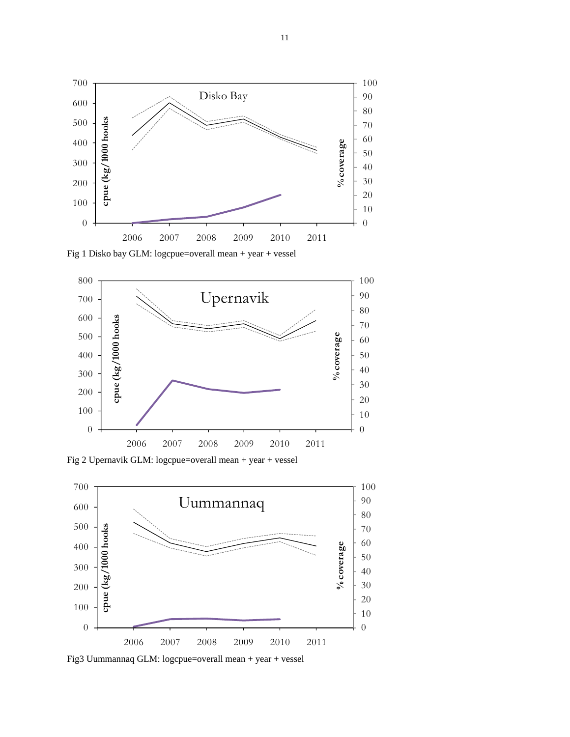Disko Bay

cpue (kg/1000 hooks)

% coverage

700
600
500
400
300
200
100
0

100
90
80
70
60
50
40
30
20
10
0

2006 2007 2008 2009 2010 2011

Fig 1 Disko bay GLM: logcpue=overall mean + year + vessel

Upernavik

cpue (kg/1000 hooks)

% coverage

800
700
600
500
400
300
200
100
0

100
90
80
70
60
50
40
30
20
10
0

2006 2007 2008 2009 2010 2011

Fig 2 Upernavik GLM: logcpue=overall mean + year + vessel

Uummannaq

cpue (kg/1000 hooks)

% coverage

700
600
500
400
300
200
100
0

100
90
80
70
60
50
40
30
20
10
0

2006 2007 2008 2009 2010 2011

Fig3 Uummannaq GLM: logcpue=overall mean + year + vessel